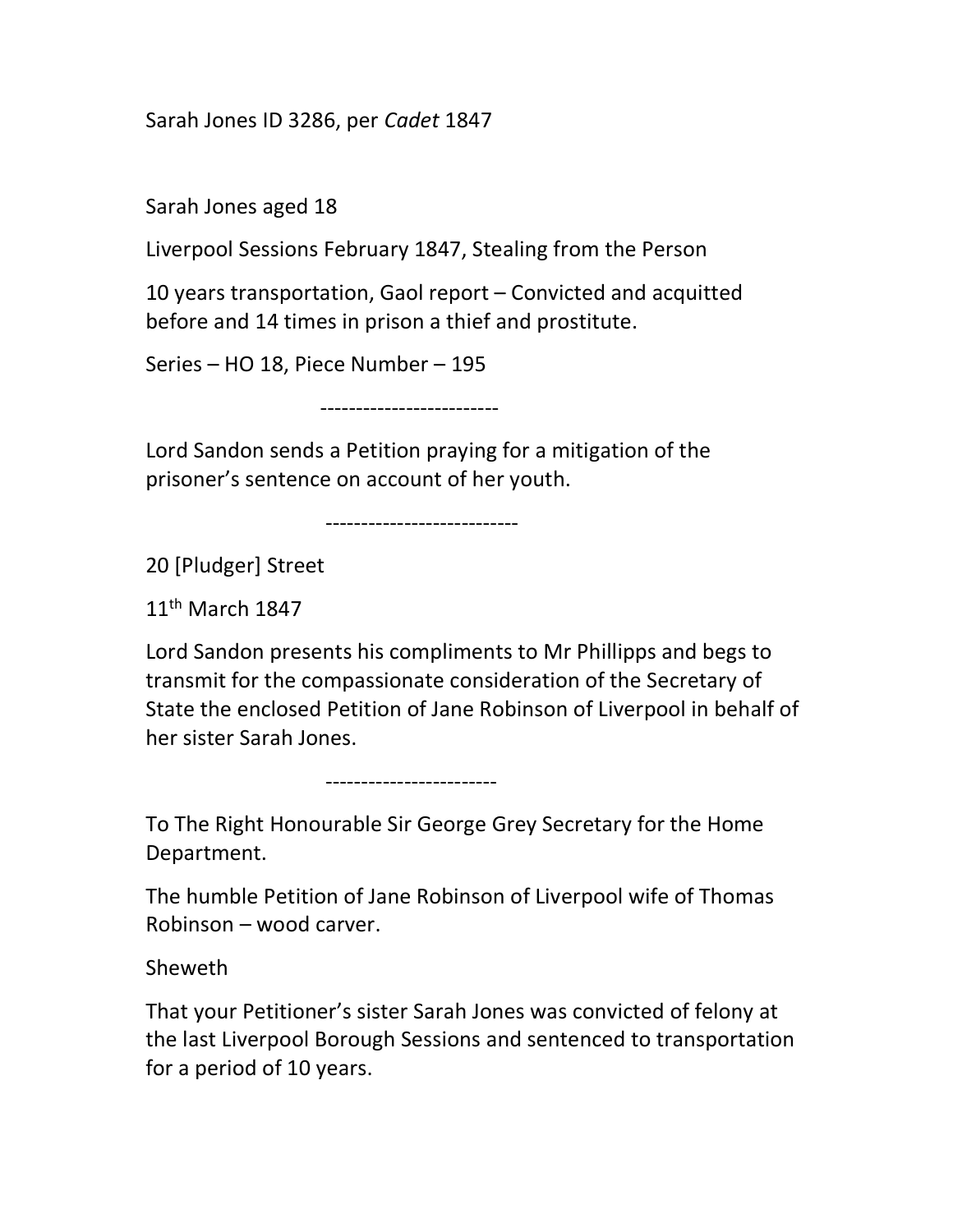Sarah Jones ID 3286, per *Cadet* 1847

Sarah Jones aged 18

Liverpool Sessions February 1847, Stealing from the Person

10 years transportation, Gaol report – Convicted and acquitted before and 14 times in prison a thief and prostitute.

Series – HO 18, Piece Number – 195

-------------------------

Lord Sandon sends a Petition praying for a mitigation of the prisoner's sentence on account of her youth.

---------------------------

20 [Pludger] Street

11th March 1847

Lord Sandon presents his compliments to Mr Phillipps and begs to transmit for the compassionate consideration of the Secretary of State the enclosed Petition of Jane Robinson of Liverpool in behalf of her sister Sarah Jones.

------------------------

To The Right Honourable Sir George Grey Secretary for the Home Department.

The humble Petition of Jane Robinson of Liverpool wife of Thomas Robinson – wood carver.

Sheweth

That your Petitioner's sister Sarah Jones was convicted of felony at the last Liverpool Borough Sessions and sentenced to transportation for a period of 10 years.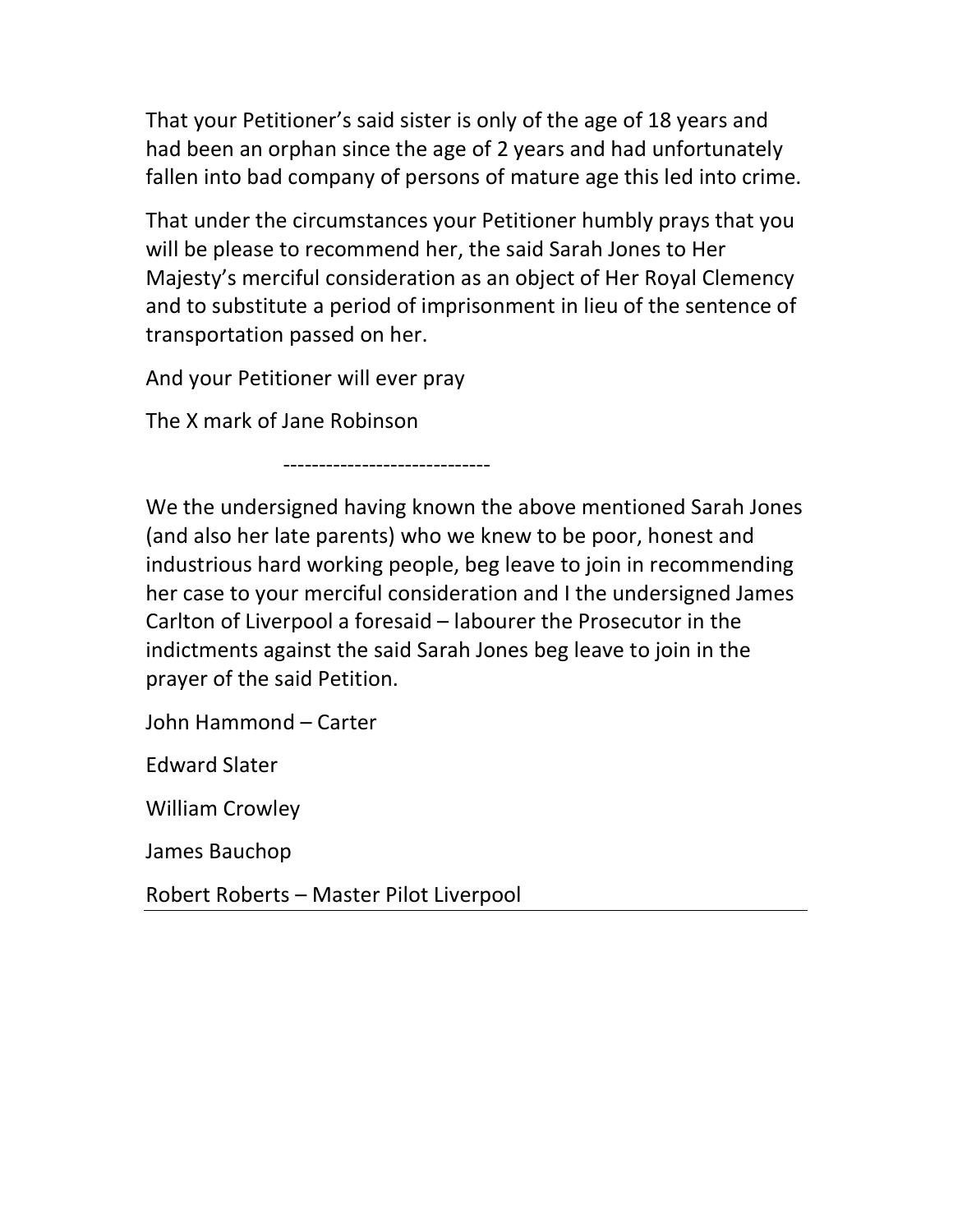That your Petitioner's said sister is only of the age of 18 years and had been an orphan since the age of 2 years and had unfortunately fallen into bad company of persons of mature age this led into crime.

That under the circumstances your Petitioner humbly prays that you will be please to recommend her, the said Sarah Jones to Her Majesty's merciful consideration as an object of Her Royal Clemency and to substitute a period of imprisonment in lieu of the sentence of transportation passed on her.

And your Petitioner will ever pray

The X mark of Jane Robinson

-----------------------------

We the undersigned having known the above mentioned Sarah Jones (and also her late parents) who we knew to be poor, honest and industrious hard working people, beg leave to join in recommending her case to your merciful consideration and I the undersigned James Carlton of Liverpool a foresaid – labourer the Prosecutor in the indictments against the said Sarah Jones beg leave to join in the prayer of the said Petition.

John Hammond – Carter

Edward Slater

William Crowley

James Bauchop

Robert Roberts – Master Pilot Liverpool